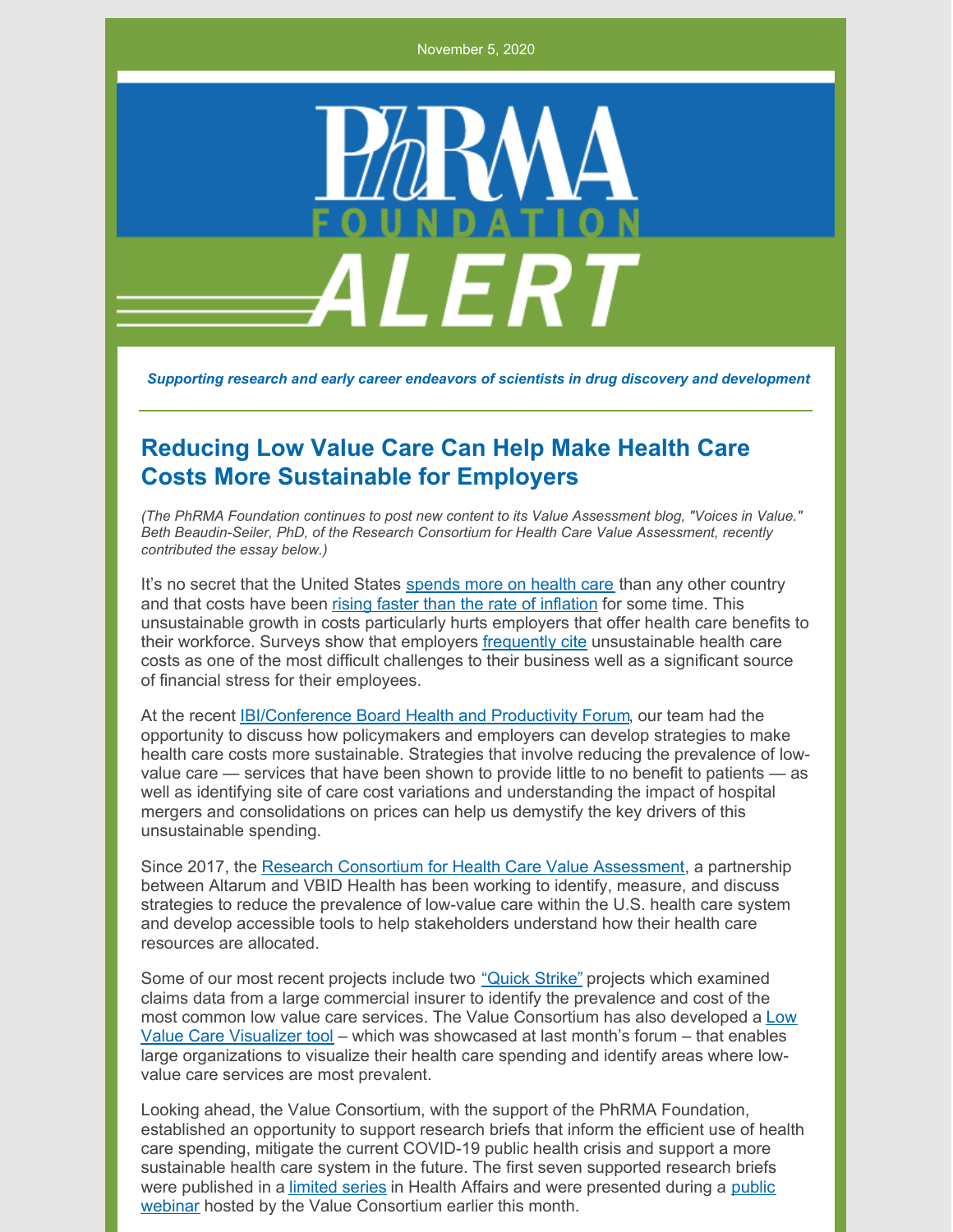November 5, 2020

PhRMA FOUNDATION ALERT

*Supporting research and early career endeavors of scientists in drug discovery and development*

## Reducing Low Value Care Can Help Make Health Care Costs More Sustainable for Employers

*(The PhRMA Foundation continues to post new content to its Value Assessment blog, "Voices in Value." Beth Beaudin-Seiler, PhD, of the Research Consortium for Health Care Value Assessment, recently contributed the essay below.)*

It's no secret that the United States spends more on health care than any other country and that costs have been rising faster than the rate of inflation for some time. This unsustainable growth in costs particularly hurts employers that offer health care benefits to their workforce. Surveys show that employers frequently cite unsustainable health care costs as one of the most difficult challenges to their business well as a significant source of financial stress for their employees.

At the recent IBI/Conference Board Health and Productivity Forum, our team had the opportunity to discuss how policymakers and employers can develop strategies to make health care costs more sustainable. Strategies that involve reducing the prevalence of low-value care — services that have been shown to provide little to no benefit to patients — as well as identifying site of care cost variations and understanding the impact of hospital mergers and consolidations on prices can help us demystify the key drivers of this unsustainable spending.

Since 2017, the Research Consortium for Health Care Value Assessment, a partnership between Altarum and VBID Health has been working to identify, measure, and discuss strategies to reduce the prevalence of low-value care within the U.S. health care system and develop accessible tools to help stakeholders understand how their health care resources are allocated.

Some of our most recent projects include two "Quick Strike" projects which examined claims data from a large commercial insurer to identify the prevalence and cost of the most common low value care services. The Value Consortium has also developed a Low Value Care Visualizer tool – which was showcased at last month's forum – that enables large organizations to visualize their health care spending and identify areas where low-value care services are most prevalent.

Looking ahead, the Value Consortium, with the support of the PhRMA Foundation, established an opportunity to support research briefs that inform the efficient use of health care spending, mitigate the current COVID-19 public health crisis and support a more sustainable health care system in the future. The first seven supported research briefs were published in a limited series in Health Affairs and were presented during a public webinar hosted by the Value Consortium earlier this month.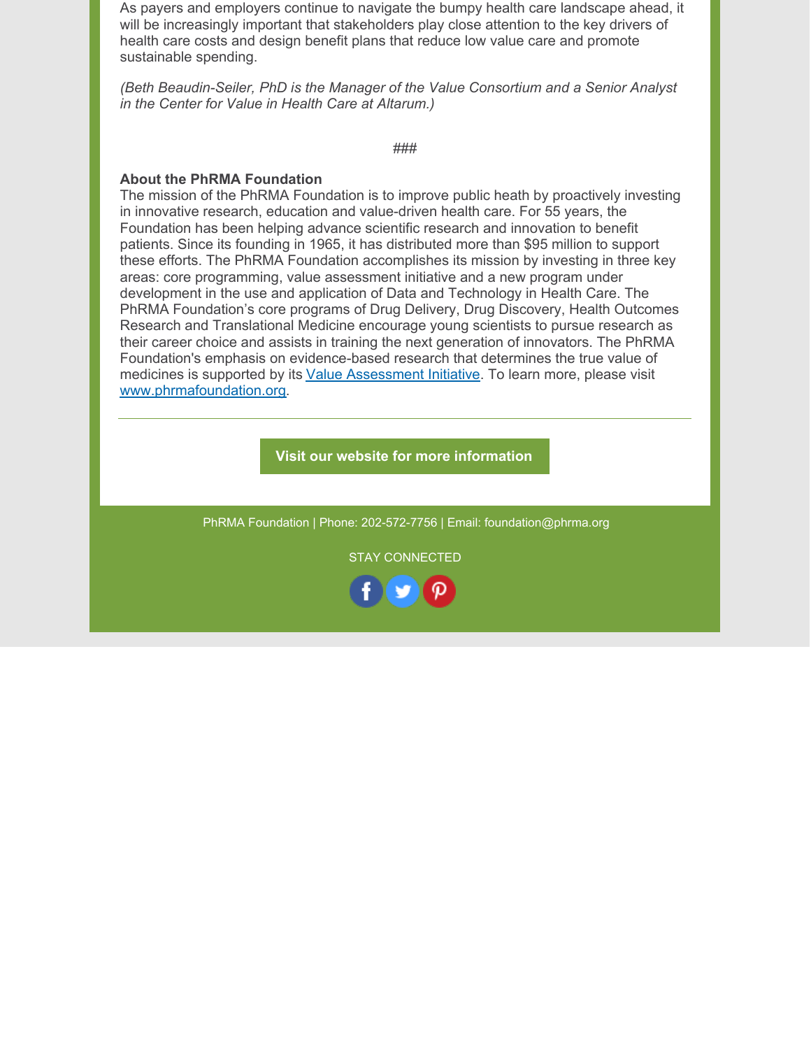As payers and employers continue to navigate the bumpy health care landscape ahead, it will be increasingly important that stakeholders play close attention to the key drivers of health care costs and design benefit plans that reduce low value care and promote sustainable spending.

*(Beth Beaudin-Seiler, PhD is the Manager of the Value Consortium and a Senior Analyst in the Center for Value in Health Care at Altarum.)*

###

**About the PhRMA Foundation**
The mission of the PhRMA Foundation is to improve public heath by proactively investing in innovative research, education and value-driven health care. For 55 years, the Foundation has been helping advance scientific research and innovation to benefit patients. Since its founding in 1965, it has distributed more than $95 million to support these efforts. The PhRMA Foundation accomplishes its mission by investing in three key areas: core programming, value assessment initiative and a new program under development in the use and application of Data and Technology in Health Care. The PhRMA Foundation's core programs of Drug Delivery, Drug Discovery, Health Outcomes Research and Translational Medicine encourage young scientists to pursue research as their career choice and assists in training the next generation of innovators. The PhRMA Foundation's emphasis on evidence-based research that determines the true value of medicines is supported by its Value Assessment Initiative. To learn more, please visit www.phrmafoundation.org.

---

**Visit our website for more information**

PhRMA Foundation | Phone: 202-572-7756 | Email: foundation@phrma.org

STAY CONNECTED